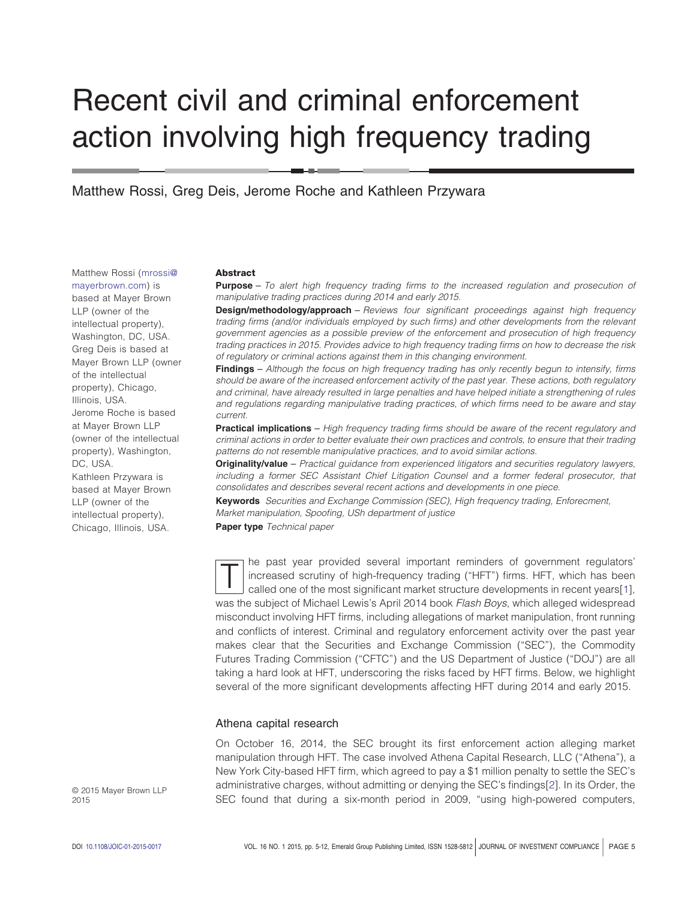# Recent civil and criminal enforcement action involving high frequency trading

Matthew Rossi, Greg Deis, Jerome Roche and Kathleen Przywara

Matthew Rossi (mrossi@mayerbrown.com) is based at Mayer Brown LLP (owner of the intellectual property), Washington, DC, USA.
Greg Deis is based at Mayer Brown LLP (owner of the intellectual property), Chicago, Illinois, USA.
Jerome Roche is based at Mayer Brown LLP (owner of the intellectual property), Washington, DC, USA.
Kathleen Przywara is based at Mayer Brown LLP (owner of the intellectual property), Chicago, Illinois, USA.

© 2015 Mayer Brown LLP 2015

**Abstract**

**Purpose** – *To alert high frequency trading firms to the increased regulation and prosecution of manipulative trading practices during 2014 and early 2015.*

**Design/methodology/approach** – *Reviews four significant proceedings against high frequency trading firms (and/or individuals employed by such firms) and other developments from the relevant government agencies as a possible preview of the enforcement and prosecution of high frequency trading practices in 2015. Provides advice to high frequency trading firms on how to decrease the risk of regulatory or criminal actions against them in this changing environment.*

**Findings** – *Although the focus on high frequency trading has only recently begun to intensify, firms should be aware of the increased enforcement activity of the past year. These actions, both regulatory and criminal, have already resulted in large penalties and have helped initiate a strengthening of rules and regulations regarding manipulative trading practices, of which firms need to be aware and stay current.*

**Practical implications** – *High frequency trading firms should be aware of the recent regulatory and criminal actions in order to better evaluate their own practices and controls, to ensure that their trading patterns do not resemble manipulative practices, and to avoid similar actions.*

**Originality/value** – *Practical guidance from experienced litigators and securities regulatory lawyers, including a former SEC Assistant Chief Litigation Counsel and a former federal prosecutor, that consolidates and describes several recent actions and developments in one piece.*

**Keywords** *Securities and Exchange Commission (SEC), High frequency trading, Enforecment, Market manipulation, Spoofing, USh department of justice*

**Paper type** *Technical paper*

The past year provided several important reminders of government regulators' increased scrutiny of high-frequency trading ("HFT") firms. HFT, which has been called one of the most significant market structure developments in recent years[1], was the subject of Michael Lewis's April 2014 book *Flash Boys*, which alleged widespread misconduct involving HFT firms, including allegations of market manipulation, front running and conflicts of interest. Criminal and regulatory enforcement activity over the past year makes clear that the Securities and Exchange Commission ("SEC"), the Commodity Futures Trading Commission ("CFTC") and the US Department of Justice ("DOJ") are all taking a hard look at HFT, underscoring the risks faced by HFT firms. Below, we highlight several of the more significant developments affecting HFT during 2014 and early 2015.

## Athena capital research

On October 16, 2014, the SEC brought its first enforcement action alleging market manipulation through HFT. The case involved Athena Capital Research, LLC ("Athena"), a New York City-based HFT firm, which agreed to pay a $1 million penalty to settle the SEC's administrative charges, without admitting or denying the SEC's findings[2]. In its Order, the SEC found that during a six-month period in 2009, "using high-powered computers,

DOI 10.1108/JOIC-01-2015-0017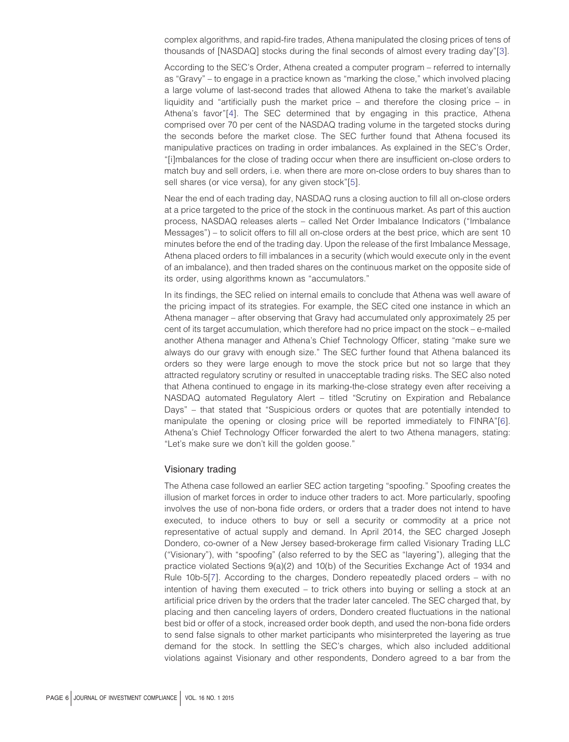complex algorithms, and rapid-fire trades, Athena manipulated the closing prices of tens of thousands of [NASDAQ] stocks during the final seconds of almost every trading day"[3].

According to the SEC's Order, Athena created a computer program – referred to internally as "Gravy" – to engage in a practice known as "marking the close," which involved placing a large volume of last-second trades that allowed Athena to take the market's available liquidity and "artificially push the market price – and therefore the closing price – in Athena's favor"[4]. The SEC determined that by engaging in this practice, Athena comprised over 70 per cent of the NASDAQ trading volume in the targeted stocks during the seconds before the market close. The SEC further found that Athena focused its manipulative practices on trading in order imbalances. As explained in the SEC's Order, "[i]mbalances for the close of trading occur when there are insufficient on-close orders to match buy and sell orders, i.e. when there are more on-close orders to buy shares than to sell shares (or vice versa), for any given stock"[5].

Near the end of each trading day, NASDAQ runs a closing auction to fill all on-close orders at a price targeted to the price of the stock in the continuous market. As part of this auction process, NASDAQ releases alerts – called Net Order Imbalance Indicators ("Imbalance Messages") – to solicit offers to fill all on-close orders at the best price, which are sent 10 minutes before the end of the trading day. Upon the release of the first Imbalance Message, Athena placed orders to fill imbalances in a security (which would execute only in the event of an imbalance), and then traded shares on the continuous market on the opposite side of its order, using algorithms known as "accumulators."

In its findings, the SEC relied on internal emails to conclude that Athena was well aware of the pricing impact of its strategies. For example, the SEC cited one instance in which an Athena manager – after observing that Gravy had accumulated only approximately 25 per cent of its target accumulation, which therefore had no price impact on the stock – e-mailed another Athena manager and Athena's Chief Technology Officer, stating "make sure we always do our gravy with enough size." The SEC further found that Athena balanced its orders so they were large enough to move the stock price but not so large that they attracted regulatory scrutiny or resulted in unacceptable trading risks. The SEC also noted that Athena continued to engage in its marking-the-close strategy even after receiving a NASDAQ automated Regulatory Alert – titled "Scrutiny on Expiration and Rebalance Days" – that stated that "Suspicious orders or quotes that are potentially intended to manipulate the opening or closing price will be reported immediately to FINRA"[6]. Athena's Chief Technology Officer forwarded the alert to two Athena managers, stating: "Let's make sure we don't kill the golden goose."

## Visionary trading

The Athena case followed an earlier SEC action targeting "spoofing." Spoofing creates the illusion of market forces in order to induce other traders to act. More particularly, spoofing involves the use of non-bona fide orders, or orders that a trader does not intend to have executed, to induce others to buy or sell a security or commodity at a price not representative of actual supply and demand. In April 2014, the SEC charged Joseph Dondero, co-owner of a New Jersey based-brokerage firm called Visionary Trading LLC ("Visionary"), with "spoofing" (also referred to by the SEC as "layering"), alleging that the practice violated Sections 9(a)(2) and 10(b) of the Securities Exchange Act of 1934 and Rule 10b-5[7]. According to the charges, Dondero repeatedly placed orders – with no intention of having them executed – to trick others into buying or selling a stock at an artificial price driven by the orders that the trader later canceled. The SEC charged that, by placing and then canceling layers of orders, Dondero created fluctuations in the national best bid or offer of a stock, increased order book depth, and used the non-bona fide orders to send false signals to other market participants who misinterpreted the layering as true demand for the stock. In settling the SEC's charges, which also included additional violations against Visionary and other respondents, Dondero agreed to a bar from the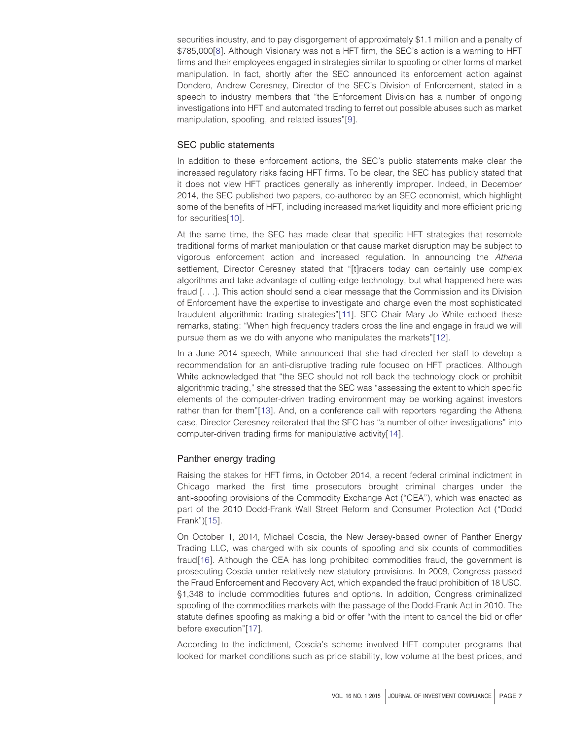securities industry, and to pay disgorgement of approximately $1.1 million and a penalty of $785,000[8]. Although Visionary was not a HFT firm, the SEC's action is a warning to HFT firms and their employees engaged in strategies similar to spoofing or other forms of market manipulation. In fact, shortly after the SEC announced its enforcement action against Dondero, Andrew Ceresney, Director of the SEC's Division of Enforcement, stated in a speech to industry members that "the Enforcement Division has a number of ongoing investigations into HFT and automated trading to ferret out possible abuses such as market manipulation, spoofing, and related issues"[9].

## SEC public statements

In addition to these enforcement actions, the SEC's public statements make clear the increased regulatory risks facing HFT firms. To be clear, the SEC has publicly stated that it does not view HFT practices generally as inherently improper. Indeed, in December 2014, the SEC published two papers, co-authored by an SEC economist, which highlight some of the benefits of HFT, including increased market liquidity and more efficient pricing for securities[10].

At the same time, the SEC has made clear that specific HFT strategies that resemble traditional forms of market manipulation or that cause market disruption may be subject to vigorous enforcement action and increased regulation. In announcing the *Athena* settlement, Director Ceresney stated that "[t]raders today can certainly use complex algorithms and take advantage of cutting-edge technology, but what happened here was fraud [. . .]. This action should send a clear message that the Commission and its Division of Enforcement have the expertise to investigate and charge even the most sophisticated fraudulent algorithmic trading strategies"[11]. SEC Chair Mary Jo White echoed these remarks, stating: "When high frequency traders cross the line and engage in fraud we will pursue them as we do with anyone who manipulates the markets"[12].

In a June 2014 speech, White announced that she had directed her staff to develop a recommendation for an anti-disruptive trading rule focused on HFT practices. Although White acknowledged that "the SEC should not roll back the technology clock or prohibit algorithmic trading," she stressed that the SEC was "assessing the extent to which specific elements of the computer-driven trading environment may be working against investors rather than for them"[13]. And, on a conference call with reporters regarding the Athena case, Director Ceresney reiterated that the SEC has "a number of other investigations" into computer-driven trading firms for manipulative activity[14].

## Panther energy trading

Raising the stakes for HFT firms, in October 2014, a recent federal criminal indictment in Chicago marked the first time prosecutors brought criminal charges under the anti-spoofing provisions of the Commodity Exchange Act ("CEA"), which was enacted as part of the 2010 Dodd-Frank Wall Street Reform and Consumer Protection Act ("Dodd Frank")[15].

On October 1, 2014, Michael Coscia, the New Jersey-based owner of Panther Energy Trading LLC, was charged with six counts of spoofing and six counts of commodities fraud[16]. Although the CEA has long prohibited commodities fraud, the government is prosecuting Coscia under relatively new statutory provisions. In 2009, Congress passed the Fraud Enforcement and Recovery Act, which expanded the fraud prohibition of 18 USC. §1,348 to include commodities futures and options. In addition, Congress criminalized spoofing of the commodities markets with the passage of the Dodd-Frank Act in 2010. The statute defines spoofing as making a bid or offer "with the intent to cancel the bid or offer before execution"[17].

According to the indictment, Coscia's scheme involved HFT computer programs that looked for market conditions such as price stability, low volume at the best prices, and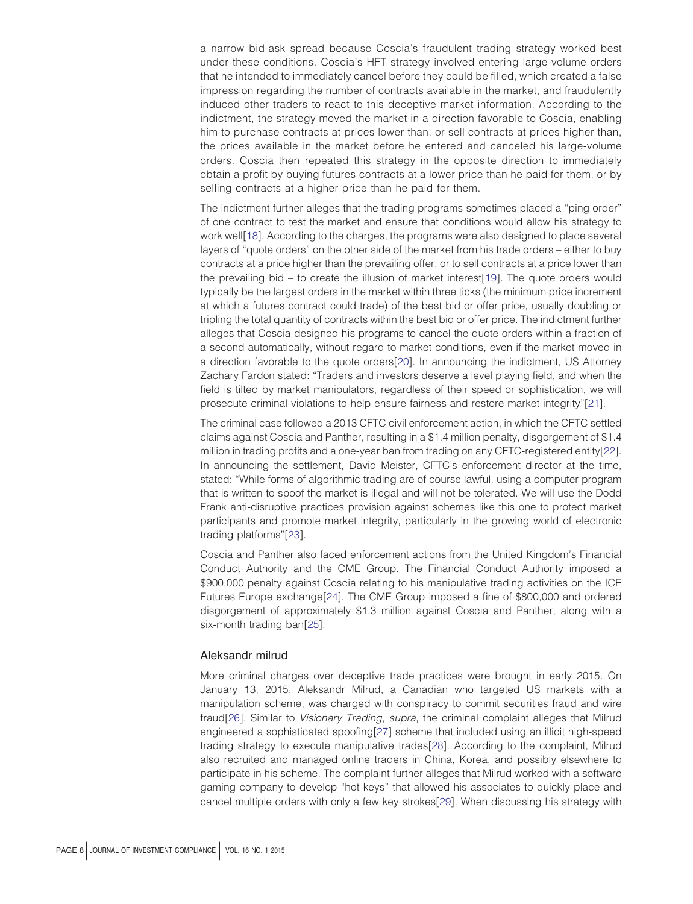a narrow bid-ask spread because Coscia's fraudulent trading strategy worked best under these conditions. Coscia's HFT strategy involved entering large-volume orders that he intended to immediately cancel before they could be filled, which created a false impression regarding the number of contracts available in the market, and fraudulently induced other traders to react to this deceptive market information. According to the indictment, the strategy moved the market in a direction favorable to Coscia, enabling him to purchase contracts at prices lower than, or sell contracts at prices higher than, the prices available in the market before he entered and canceled his large-volume orders. Coscia then repeated this strategy in the opposite direction to immediately obtain a profit by buying futures contracts at a lower price than he paid for them, or by selling contracts at a higher price than he paid for them.

The indictment further alleges that the trading programs sometimes placed a "ping order" of one contract to test the market and ensure that conditions would allow his strategy to work well[18]. According to the charges, the programs were also designed to place several layers of "quote orders" on the other side of the market from his trade orders – either to buy contracts at a price higher than the prevailing offer, or to sell contracts at a price lower than the prevailing bid – to create the illusion of market interest[19]. The quote orders would typically be the largest orders in the market within three ticks (the minimum price increment at which a futures contract could trade) of the best bid or offer price, usually doubling or tripling the total quantity of contracts within the best bid or offer price. The indictment further alleges that Coscia designed his programs to cancel the quote orders within a fraction of a second automatically, without regard to market conditions, even if the market moved in a direction favorable to the quote orders[20]. In announcing the indictment, US Attorney Zachary Fardon stated: "Traders and investors deserve a level playing field, and when the field is tilted by market manipulators, regardless of their speed or sophistication, we will prosecute criminal violations to help ensure fairness and restore market integrity"[21].

The criminal case followed a 2013 CFTC civil enforcement action, in which the CFTC settled claims against Coscia and Panther, resulting in a $1.4 million penalty, disgorgement of $1.4 million in trading profits and a one-year ban from trading on any CFTC-registered entity[22]. In announcing the settlement, David Meister, CFTC's enforcement director at the time, stated: "While forms of algorithmic trading are of course lawful, using a computer program that is written to spoof the market is illegal and will not be tolerated. We will use the Dodd Frank anti-disruptive practices provision against schemes like this one to protect market participants and promote market integrity, particularly in the growing world of electronic trading platforms"[23].

Coscia and Panther also faced enforcement actions from the United Kingdom's Financial Conduct Authority and the CME Group. The Financial Conduct Authority imposed a $900,000 penalty against Coscia relating to his manipulative trading activities on the ICE Futures Europe exchange[24]. The CME Group imposed a fine of $800,000 and ordered disgorgement of approximately $1.3 million against Coscia and Panther, along with a six-month trading ban[25].

### Aleksandr milrud

More criminal charges over deceptive trade practices were brought in early 2015. On January 13, 2015, Aleksandr Milrud, a Canadian who targeted US markets with a manipulation scheme, was charged with conspiracy to commit securities fraud and wire fraud[26]. Similar to *Visionary Trading*, *supra*, the criminal complaint alleges that Milrud engineered a sophisticated spoofing[27] scheme that included using an illicit high-speed trading strategy to execute manipulative trades[28]. According to the complaint, Milrud also recruited and managed online traders in China, Korea, and possibly elsewhere to participate in his scheme. The complaint further alleges that Milrud worked with a software gaming company to develop "hot keys" that allowed his associates to quickly place and cancel multiple orders with only a few key strokes[29]. When discussing his strategy with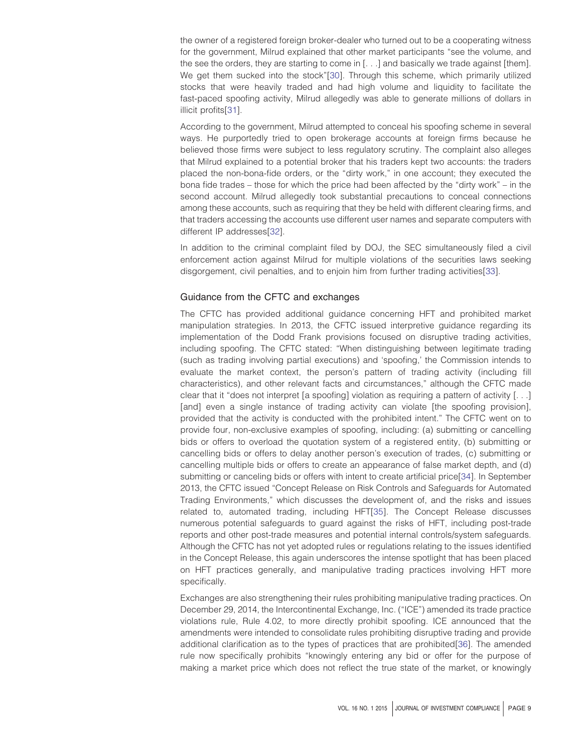the owner of a registered foreign broker-dealer who turned out to be a cooperating witness for the government, Milrud explained that other market participants "see the volume, and the see the orders, they are starting to come in [. . .] and basically we trade against [them]. We get them sucked into the stock"[30]. Through this scheme, which primarily utilized stocks that were heavily traded and had high volume and liquidity to facilitate the fast-paced spoofing activity, Milrud allegedly was able to generate millions of dollars in illicit profits[31].

According to the government, Milrud attempted to conceal his spoofing scheme in several ways. He purportedly tried to open brokerage accounts at foreign firms because he believed those firms were subject to less regulatory scrutiny. The complaint also alleges that Milrud explained to a potential broker that his traders kept two accounts: the traders placed the non-bona-fide orders, or the "dirty work," in one account; they executed the bona fide trades – those for which the price had been affected by the "dirty work" – in the second account. Milrud allegedly took substantial precautions to conceal connections among these accounts, such as requiring that they be held with different clearing firms, and that traders accessing the accounts use different user names and separate computers with different IP addresses[32].

In addition to the criminal complaint filed by DOJ, the SEC simultaneously filed a civil enforcement action against Milrud for multiple violations of the securities laws seeking disgorgement, civil penalties, and to enjoin him from further trading activities[33].

## Guidance from the CFTC and exchanges

The CFTC has provided additional guidance concerning HFT and prohibited market manipulation strategies. In 2013, the CFTC issued interpretive guidance regarding its implementation of the Dodd Frank provisions focused on disruptive trading activities, including spoofing. The CFTC stated: "When distinguishing between legitimate trading (such as trading involving partial executions) and 'spoofing,' the Commission intends to evaluate the market context, the person's pattern of trading activity (including fill characteristics), and other relevant facts and circumstances," although the CFTC made clear that it "does not interpret [a spoofing] violation as requiring a pattern of activity [. . .] [and] even a single instance of trading activity can violate [the spoofing provision], provided that the activity is conducted with the prohibited intent." The CFTC went on to provide four, non-exclusive examples of spoofing, including: (a) submitting or cancelling bids or offers to overload the quotation system of a registered entity, (b) submitting or cancelling bids or offers to delay another person's execution of trades, (c) submitting or cancelling multiple bids or offers to create an appearance of false market depth, and (d) submitting or canceling bids or offers with intent to create artificial price[34]. In September 2013, the CFTC issued "Concept Release on Risk Controls and Safeguards for Automated Trading Environments," which discusses the development of, and the risks and issues related to, automated trading, including HFT[35]. The Concept Release discusses numerous potential safeguards to guard against the risks of HFT, including post-trade reports and other post-trade measures and potential internal controls/system safeguards. Although the CFTC has not yet adopted rules or regulations relating to the issues identified in the Concept Release, this again underscores the intense spotlight that has been placed on HFT practices generally, and manipulative trading practices involving HFT more specifically.

Exchanges are also strengthening their rules prohibiting manipulative trading practices. On December 29, 2014, the Intercontinental Exchange, Inc. ("ICE") amended its trade practice violations rule, Rule 4.02, to more directly prohibit spoofing. ICE announced that the amendments were intended to consolidate rules prohibiting disruptive trading and provide additional clarification as to the types of practices that are prohibited[36]. The amended rule now specifically prohibits "knowingly entering any bid or offer for the purpose of making a market price which does not reflect the true state of the market, or knowingly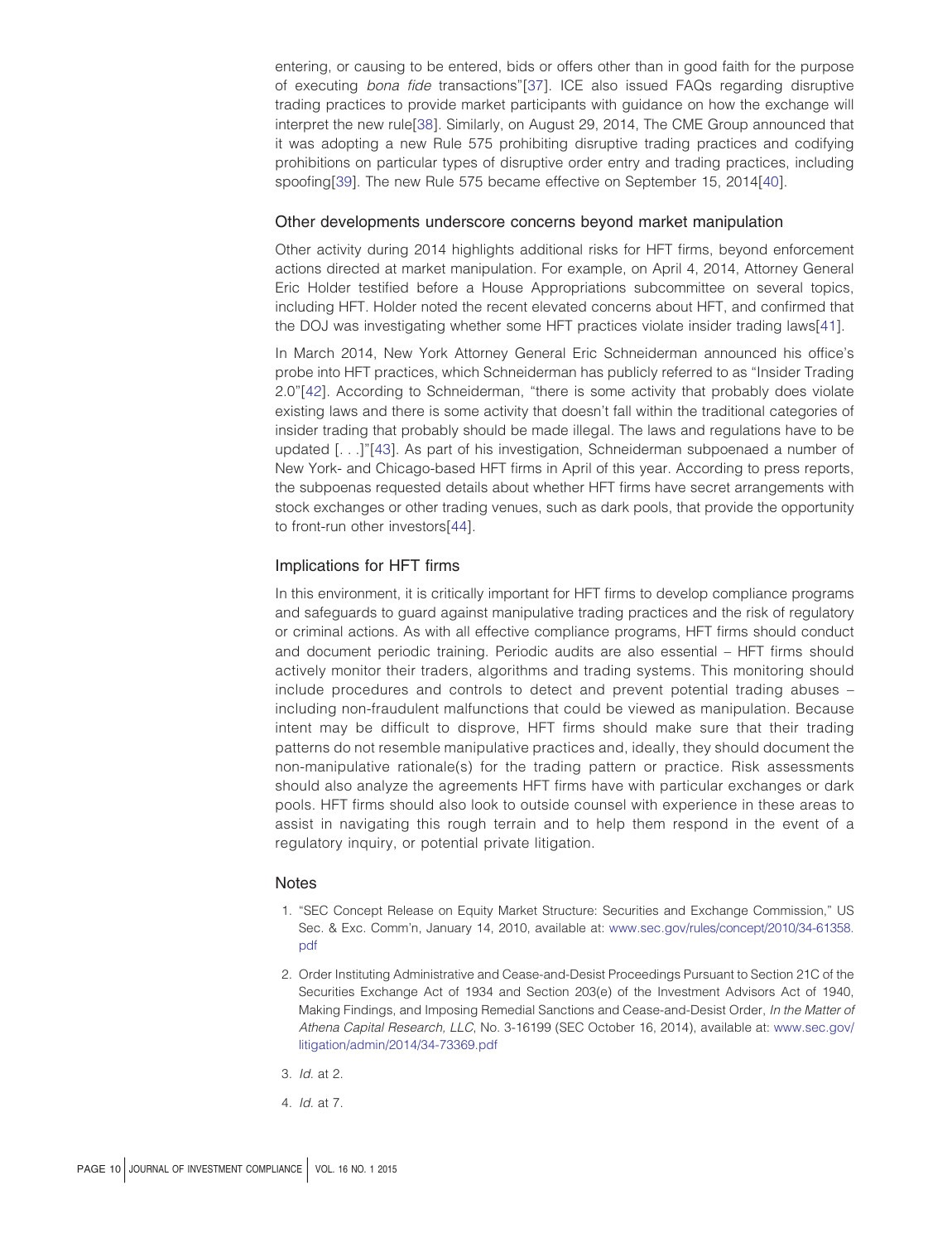entering, or causing to be entered, bids or offers other than in good faith for the purpose of executing *bona fide* transactions"[37]. ICE also issued FAQs regarding disruptive trading practices to provide market participants with guidance on how the exchange will interpret the new rule[38]. Similarly, on August 29, 2014, The CME Group announced that it was adopting a new Rule 575 prohibiting disruptive trading practices and codifying prohibitions on particular types of disruptive order entry and trading practices, including spoofing[39]. The new Rule 575 became effective on September 15, 2014[40].

## Other developments underscore concerns beyond market manipulation

Other activity during 2014 highlights additional risks for HFT firms, beyond enforcement actions directed at market manipulation. For example, on April 4, 2014, Attorney General Eric Holder testified before a House Appropriations subcommittee on several topics, including HFT. Holder noted the recent elevated concerns about HFT, and confirmed that the DOJ was investigating whether some HFT practices violate insider trading laws[41].

In March 2014, New York Attorney General Eric Schneiderman announced his office's probe into HFT practices, which Schneiderman has publicly referred to as "Insider Trading 2.0"[42]. According to Schneiderman, "there is some activity that probably does violate existing laws and there is some activity that doesn't fall within the traditional categories of insider trading that probably should be made illegal. The laws and regulations have to be updated [. . .]"[43]. As part of his investigation, Schneiderman subpoenaed a number of New York- and Chicago-based HFT firms in April of this year. According to press reports, the subpoenas requested details about whether HFT firms have secret arrangements with stock exchanges or other trading venues, such as dark pools, that provide the opportunity to front-run other investors[44].

## Implications for HFT firms

In this environment, it is critically important for HFT firms to develop compliance programs and safeguards to guard against manipulative trading practices and the risk of regulatory or criminal actions. As with all effective compliance programs, HFT firms should conduct and document periodic training. Periodic audits are also essential – HFT firms should actively monitor their traders, algorithms and trading systems. This monitoring should include procedures and controls to detect and prevent potential trading abuses – including non-fraudulent malfunctions that could be viewed as manipulation. Because intent may be difficult to disprove, HFT firms should make sure that their trading patterns do not resemble manipulative practices and, ideally, they should document the non-manipulative rationale(s) for the trading pattern or practice. Risk assessments should also analyze the agreements HFT firms have with particular exchanges or dark pools. HFT firms should also look to outside counsel with experience in these areas to assist in navigating this rough terrain and to help them respond in the event of a regulatory inquiry, or potential private litigation.

## Notes

1. "SEC Concept Release on Equity Market Structure: Securities and Exchange Commission," US Sec. & Exc. Comm'n, January 14, 2010, available at: www.sec.gov/rules/concept/2010/34-61358.pdf
2. Order Instituting Administrative and Cease-and-Desist Proceedings Pursuant to Section 21C of the Securities Exchange Act of 1934 and Section 203(e) of the Investment Advisors Act of 1940, Making Findings, and Imposing Remedial Sanctions and Cease-and-Desist Order, *In the Matter of Athena Capital Research, LLC*, No. 3-16199 (SEC October 16, 2014), available at: www.sec.gov/litigation/admin/2014/34-73369.pdf
3. *Id.* at 2.
4. *Id.* at 7.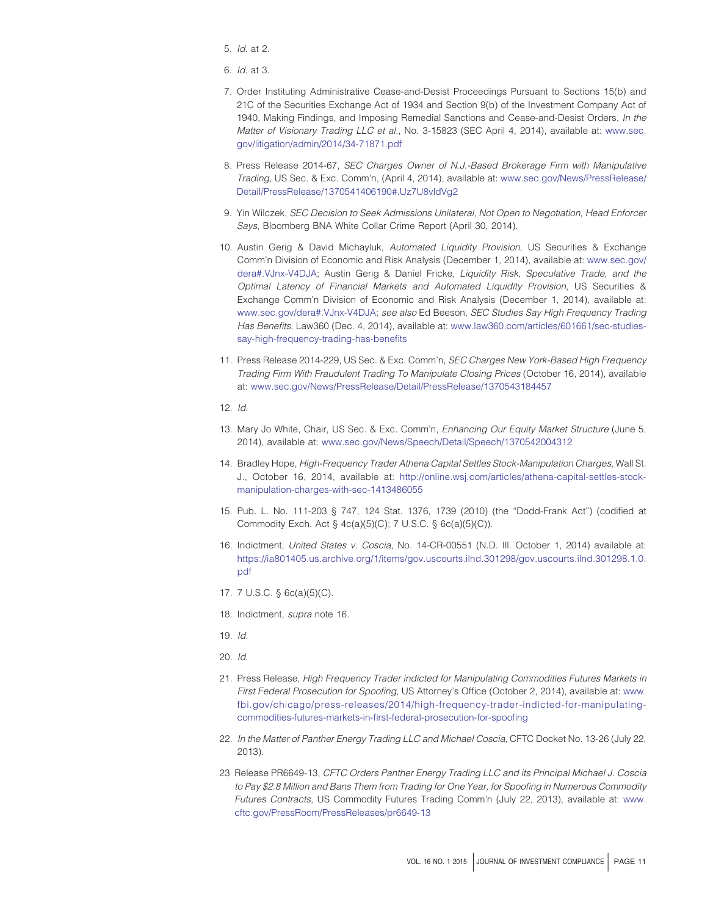5. *Id.* at 2.

6. *Id.* at 3.

7. Order Instituting Administrative Cease-and-Desist Proceedings Pursuant to Sections 15(b) and 21C of the Securities Exchange Act of 1934 and Section 9(b) of the Investment Company Act of 1940, Making Findings, and Imposing Remedial Sanctions and Cease-and-Desist Orders, *In the Matter of Visionary Trading LLC et al.*, No. 3-15823 (SEC April 4, 2014), available at: www.sec.gov/litigation/admin/2014/34-71871.pdf

8. Press Release 2014-67, *SEC Charges Owner of N.J.-Based Brokerage Firm with Manipulative Trading*, US Sec. & Exc. Comm'n, (April 4, 2014), available at: www.sec.gov/News/PressRelease/Detail/PressRelease/1370541406190#.Uz7U8vldVg2

9. Yin Wilczek, *SEC Decision to Seek Admissions Unilateral, Not Open to Negotiation, Head Enforcer Says*, Bloomberg BNA White Collar Crime Report (April 30, 2014).

10. Austin Gerig & David Michayluk, *Automated Liquidity Provision*, US Securities & Exchange Comm'n Division of Economic and Risk Analysis (December 1, 2014), available at: www.sec.gov/dera#.VJnx-V4DJA; Austin Gerig & Daniel Fricke, *Liquidity Risk, Speculative Trade, and the Optimal Latency of Financial Markets and Automated Liquidity Provision*, US Securities & Exchange Comm'n Division of Economic and Risk Analysis (December 1, 2014), available at: www.sec.gov/dera#.VJnx-V4DJA; *see also* Ed Beeson, *SEC Studies Say High Frequency Trading Has Benefits*, Law360 (Dec. 4, 2014), available at: www.law360.com/articles/601661/sec-studies-say-high-frequency-trading-has-benefits

11. Press Release 2014-229, US Sec. & Exc. Comm'n, *SEC Charges New York-Based High Frequency Trading Firm With Fraudulent Trading To Manipulate Closing Prices* (October 16, 2014), available at: www.sec.gov/News/PressRelease/Detail/PressRelease/1370543184457

12. *Id.*

13. Mary Jo White, Chair, US Sec. & Exc. Comm'n, *Enhancing Our Equity Market Structure* (June 5, 2014), available at: www.sec.gov/News/Speech/Detail/Speech/1370542004312

14. Bradley Hope, *High-Frequency Trader Athena Capital Settles Stock-Manipulation Charges*, Wall St. J., October 16, 2014, available at: http://online.wsj.com/articles/athena-capital-settles-stock-manipulation-charges-with-sec-1413486055

15. Pub. L. No. 111-203 § 747, 124 Stat. 1376, 1739 (2010) (the "Dodd-Frank Act") (codified at Commodity Exch. Act § 4c(a)(5)(C); 7 U.S.C. § 6c(a)(5)(C)).

16. Indictment, *United States v. Coscia*, No. 14-CR-00551 (N.D. Ill. October 1, 2014) available at: https://ia801405.us.archive.org/1/items/gov.uscourts.ilnd.301298/gov.uscourts.ilnd.301298.1.0.pdf

17. 7 U.S.C. § 6c(a)(5)(C).

18. Indictment, *supra* note 16.

19. *Id.*

20. *Id.*

21. Press Release, *High Frequency Trader indicted for Manipulating Commodities Futures Markets in First Federal Prosecution for Spoofing*, US Attorney's Office (October 2, 2014), available at: www.fbi.gov/chicago/press-releases/2014/high-frequency-trader-indicted-for-manipulating-commodities-futures-markets-in-first-federal-prosecution-for-spoofing

22. *In the Matter of Panther Energy Trading LLC and Michael Coscia*, CFTC Docket No. 13-26 (July 22, 2013).

23 Release PR6649-13, *CFTC Orders Panther Energy Trading LLC and its Principal Michael J. Coscia to Pay $2.8 Million and Bans Them from Trading for One Year, for Spoofing in Numerous Commodity Futures Contracts*, US Commodity Futures Trading Comm'n (July 22, 2013), available at: www.cftc.gov/PressRoom/PressReleases/pr6649-13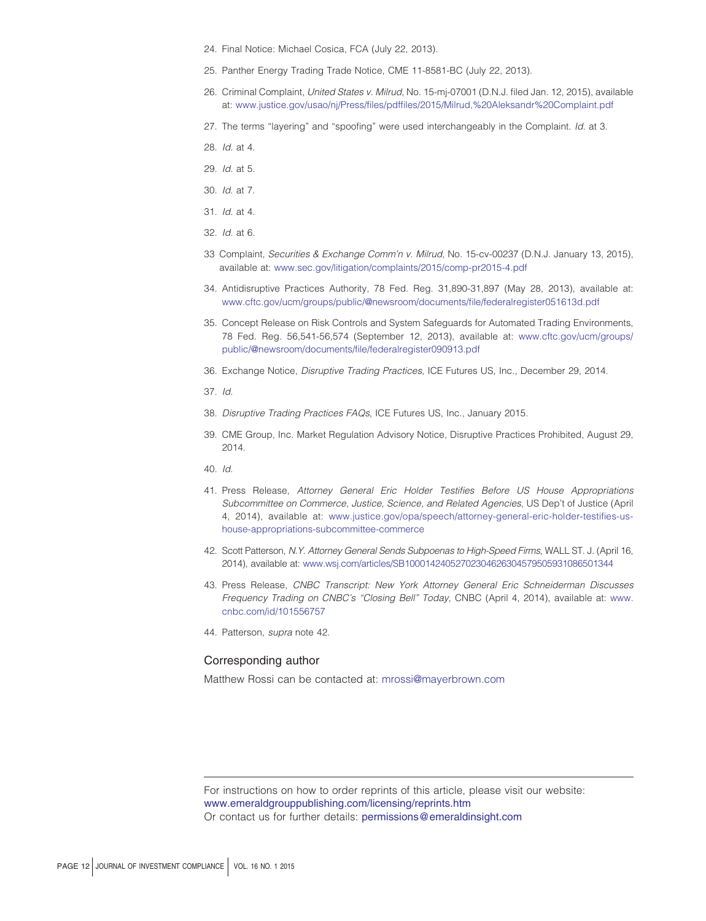24. Final Notice: Michael Cosica, FCA (July 22, 2013).

25. Panther Energy Trading Trade Notice, CME 11-8581-BC (July 22, 2013).

26. Criminal Complaint, *United States v. Milrud*, No. 15-mj-07001 (D.N.J. filed Jan. 12, 2015), available at: www.justice.gov/usao/nj/Press/files/pdffiles/2015/Milrud,%20Aleksandr%20Complaint.pdf

27. The terms "layering" and "spoofing" were used interchangeably in the Complaint. *Id.* at 3.

28. *Id.* at 4.

29. *Id.* at 5.

30. *Id.* at 7.

31. *Id.* at 4.

32. *Id.* at 6.

33 Complaint, *Securities & Exchange Comm'n v. Milrud*, No. 15-cv-00237 (D.N.J. January 13, 2015), available at: www.sec.gov/litigation/complaints/2015/comp-pr2015-4.pdf

34. Antidisruptive Practices Authority, 78 Fed. Reg. 31,890-31,897 (May 28, 2013), available at: www.cftc.gov/ucm/groups/public/@newsroom/documents/file/federalregister051613d.pdf

35. Concept Release on Risk Controls and System Safeguards for Automated Trading Environments, 78 Fed. Reg. 56,541-56,574 (September 12, 2013), available at: www.cftc.gov/ucm/groups/public/@newsroom/documents/file/federalregister090913.pdf

36. Exchange Notice, *Disruptive Trading Practices*, ICE Futures US, Inc., December 29, 2014.

37. *Id.*

38. *Disruptive Trading Practices FAQs*, ICE Futures US, Inc., January 2015.

39. CME Group, Inc. Market Regulation Advisory Notice, Disruptive Practices Prohibited, August 29, 2014.

40. *Id.*

41. Press Release, *Attorney General Eric Holder Testifies Before US House Appropriations Subcommittee on Commerce, Justice, Science, and Related Agencies*, US Dep't of Justice (April 4, 2014), available at: www.justice.gov/opa/speech/attorney-general-eric-holder-testifies-us-house-appropriations-subcommittee-commerce

42. Scott Patterson, *N.Y. Attorney General Sends Subpoenas to High-Speed Firms*, WALL ST. J. (April 16, 2014), available at: www.wsj.com/articles/SB10001424052702304626304579505931086501344

43. Press Release, *CNBC Transcript: New York Attorney General Eric Schneiderman Discusses Frequency Trading on CNBC's "Closing Bell" Today*, CNBC (April 4, 2014), available at: www.cnbc.com/id/101556757

44. Patterson, *supra* note 42.

## Corresponding author

Matthew Rossi can be contacted at: mrossi@mayerbrown.com

For instructions on how to order reprints of this article, please visit our website:
www.emeraldgrouppublishing.com/licensing/reprints.htm
Or contact us for further details: permissions@emeraldinsight.com